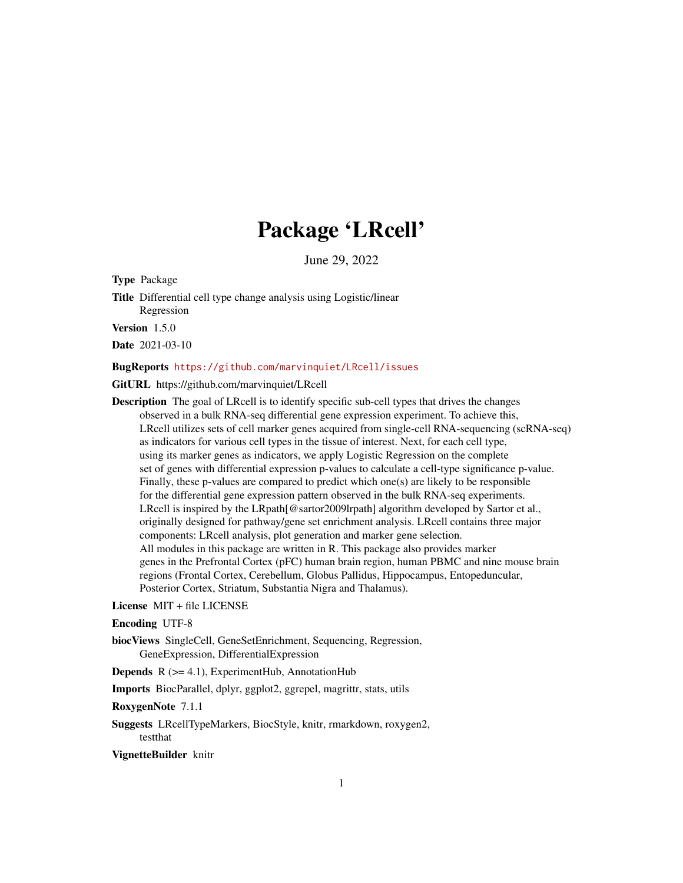# Package 'LRcell'

June 29, 2022

**Type** Package

**Title** Differential cell type change analysis using Logistic/linear Regression

**Version** 1.5.0

**Date** 2021-03-10

**BugReports** https://github.com/marvinquiet/LRcell/issues

**GitURL** https://github.com/marvinquiet/LRcell

**Description** The goal of LRcell is to identify specific sub-cell types that drives the changes observed in a bulk RNA-seq differential gene expression experiment. To achieve this, LRcell utilizes sets of cell marker genes acquired from single-cell RNA-sequencing (scRNA-seq) as indicators for various cell types in the tissue of interest. Next, for each cell type, using its marker genes as indicators, we apply Logistic Regression on the complete set of genes with differential expression p-values to calculate a cell-type significance p-value. Finally, these p-values are compared to predict which one(s) are likely to be responsible for the differential gene expression pattern observed in the bulk RNA-seq experiments. LRcell is inspired by the LRpath[@sartor2009lrpath] algorithm developed by Sartor et al., originally designed for pathway/gene set enrichment analysis. LRcell contains three major components: LRcell analysis, plot generation and marker gene selection. All modules in this package are written in R. This package also provides marker genes in the Prefrontal Cortex (pFC) human brain region, human PBMC and nine mouse brain regions (Frontal Cortex, Cerebellum, Globus Pallidus, Hippocampus, Entopeduncular, Posterior Cortex, Striatum, Substantia Nigra and Thalamus).

**License** MIT + file LICENSE

**Encoding** UTF-8

**biocViews** SingleCell, GeneSetEnrichment, Sequencing, Regression, GeneExpression, DifferentialExpression

**Depends** R (>= 4.1), ExperimentHub, AnnotationHub

**Imports** BiocParallel, dplyr, ggplot2, ggrepel, magrittr, stats, utils

**RoxygenNote** 7.1.1

**Suggests** LRcellTypeMarkers, BiocStyle, knitr, rmarkdown, roxygen2, testthat

**VignetteBuilder** knitr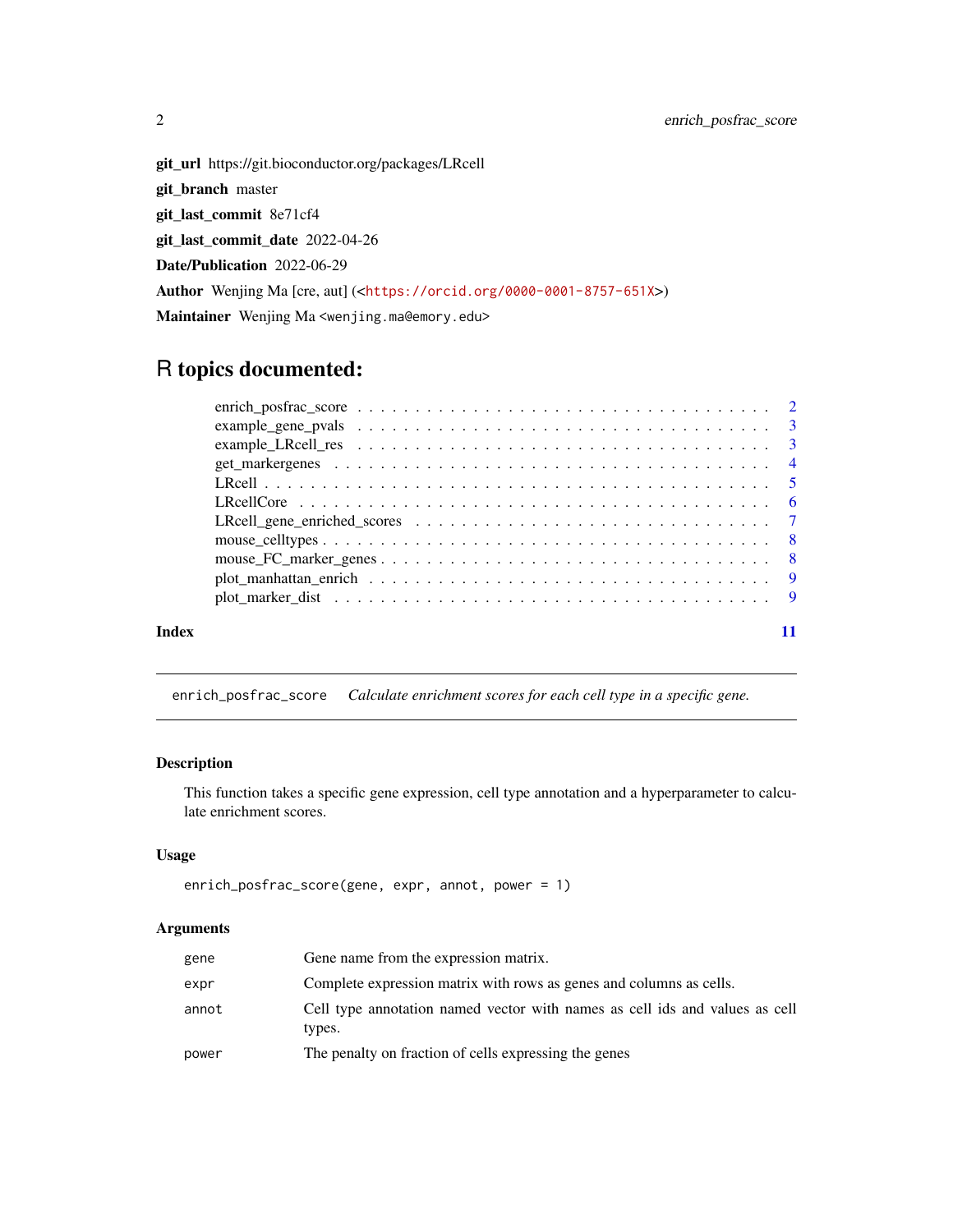**git_url** https://git.bioconductor.org/packages/LRcell

**git_branch** master

**git_last_commit** 8e71cf4

**git_last_commit_date** 2022-04-26

**Date/Publication** 2022-06-29

**Author** Wenjing Ma [cre, aut] (<https://orcid.org/0000-0001-8757-651X>)

**Maintainer** Wenjing Ma <wenjing.ma@emory.edu>

# R topics documented:

- enrich_posfrac_score . . . . . . . . . . . . . . . . . . . . . . . . . . . . . . . . . . 2
- example_gene_pvals . . . . . . . . . . . . . . . . . . . . . . . . . . . . . . . . . . 3
- example_LRcell_res . . . . . . . . . . . . . . . . . . . . . . . . . . . . . . . . . . 3
- get_markergenes . . . . . . . . . . . . . . . . . . . . . . . . . . . . . . . . . . . 4
- LRcell . . . . . . . . . . . . . . . . . . . . . . . . . . . . . . . . . . . . . . . . 5
- LRcellCore . . . . . . . . . . . . . . . . . . . . . . . . . . . . . . . . . . . . . . 6
- LRcell_gene_enriched_scores . . . . . . . . . . . . . . . . . . . . . . . . . . . . 7
- mouse_celltypes . . . . . . . . . . . . . . . . . . . . . . . . . . . . . . . . . . . 8
- mouse_FC_marker_genes . . . . . . . . . . . . . . . . . . . . . . . . . . . . . . . 8
- plot_manhattan_enrich . . . . . . . . . . . . . . . . . . . . . . . . . . . . . . . . 9
- plot_marker_dist . . . . . . . . . . . . . . . . . . . . . . . . . . . . . . . . . . . 9

**Index** 11

---

## enrich_posfrac_score    *Calculate enrichment scores for each cell type in a specific gene.*

---

### Description

This function takes a specific gene expression, cell type annotation and a hyperparameter to calculate enrichment scores.

### Usage

```
enrich_posfrac_score(gene, expr, annot, power = 1)
```

### Arguments

| | |
|---|---|
| gene | Gene name from the expression matrix. |
| expr | Complete expression matrix with rows as genes and columns as cells. |
| annot | Cell type annotation named vector with names as cell ids and values as cell types. |
| power | The penalty on fraction of cells expressing the genes |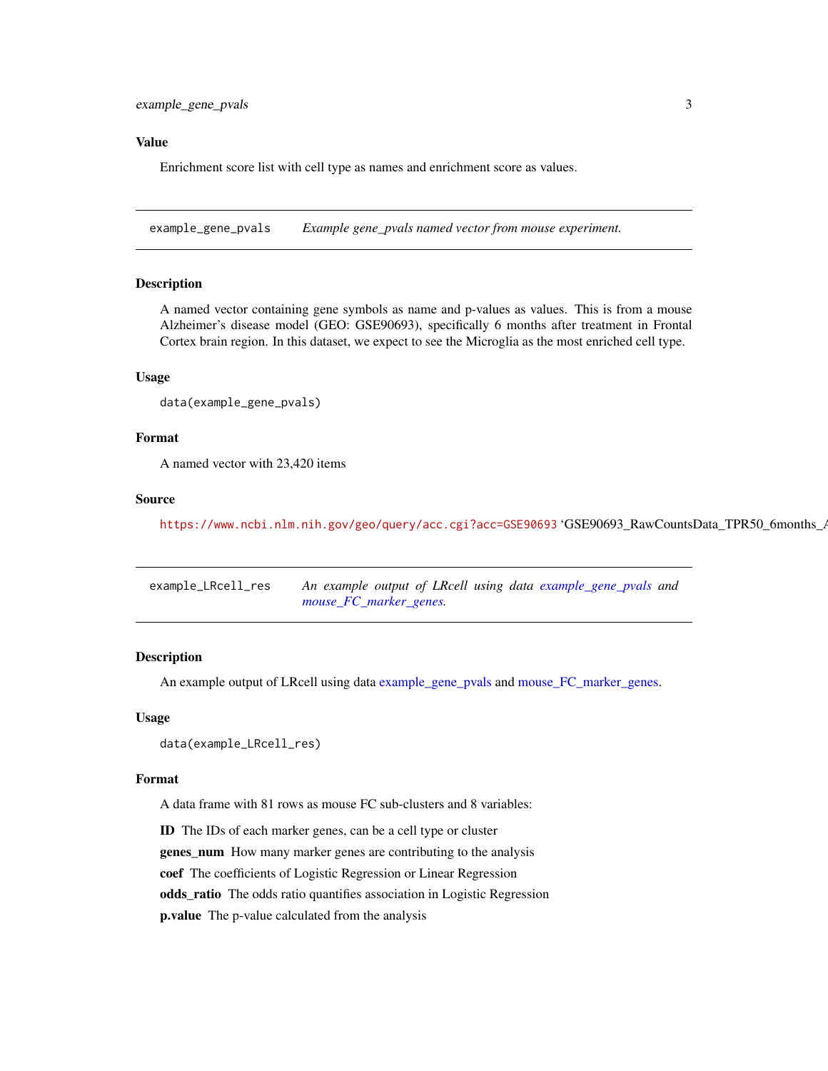### Value

Enrichment score list with cell type as names and enrichment score as values.

---

## example_gene_pvals *Example gene_pvals named vector from mouse experiment.*

---

### Description

A named vector containing gene symbols as name and p-values as values. This is from a mouse Alzheimer's disease model (GEO: GSE90693), specifically 6 months after treatment in Frontal Cortex brain region. In this dataset, we expect to see the Microglia as the most enriched cell type.

### Usage

```
data(example_gene_pvals)
```

### Format

A named vector with 23,420 items

### Source

https://www.ncbi.nlm.nih.gov/geo/query/acc.cgi?acc=GSE90693 'GSE90693_RawCountsData_TPR50_6months_A

---

## example_LRcell_res *An example output of LRcell using data example_gene_pvals and mouse_FC_marker_genes.*

---

### Description

An example output of LRcell using data example_gene_pvals and mouse_FC_marker_genes.

### Usage

```
data(example_LRcell_res)
```

### Format

A data frame with 81 rows as mouse FC sub-clusters and 8 variables:

**ID** The IDs of each marker genes, can be a cell type or cluster

**genes_num** How many marker genes are contributing to the analysis

**coef** The coefficients of Logistic Regression or Linear Regression

**odds_ratio** The odds ratio quantifies association in Logistic Regression

**p.value** The p-value calculated from the analysis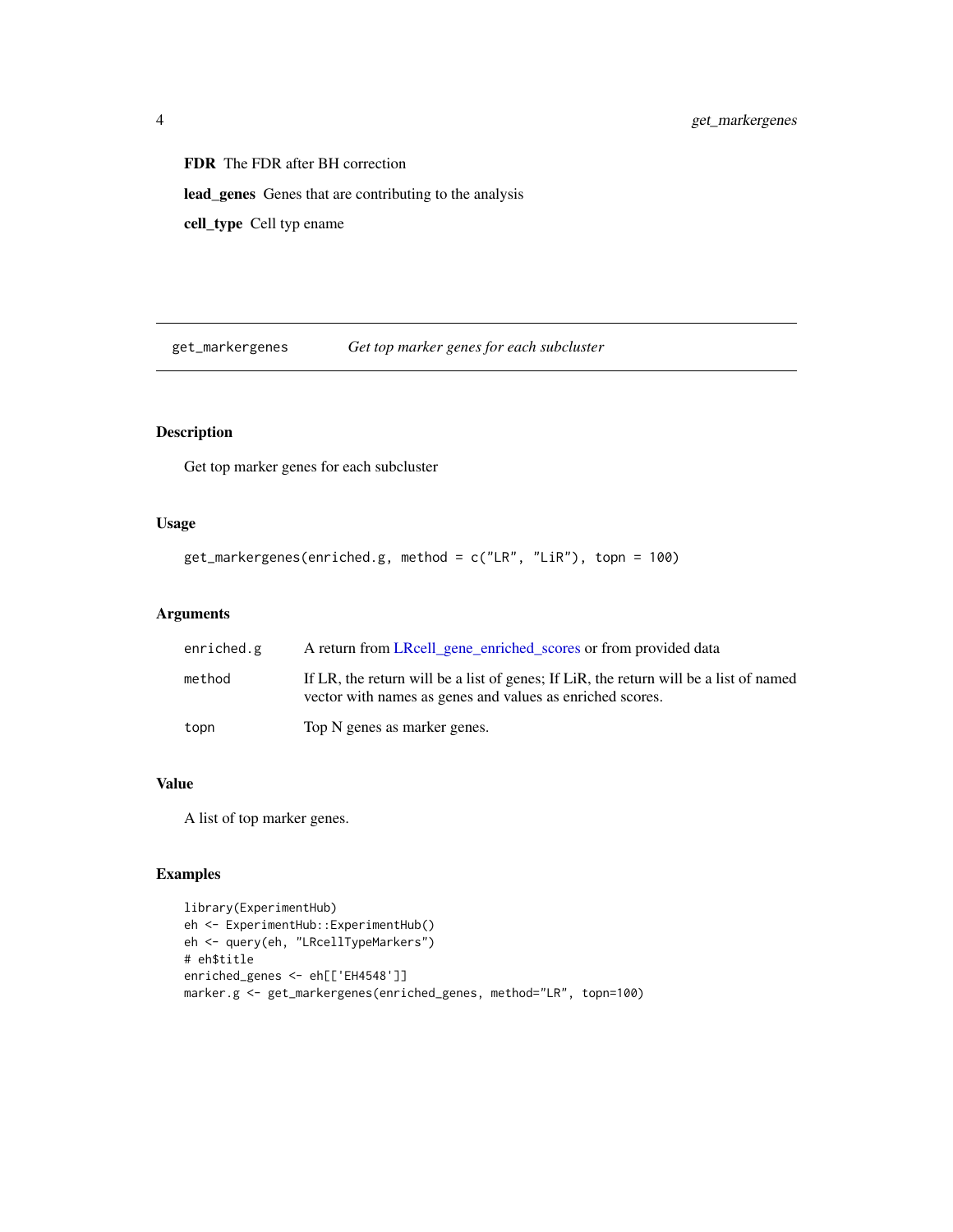**FDR** The FDR after BH correction

**lead_genes** Genes that are contributing to the analysis

**cell_type** Cell typ ename

---

## get_markergenes — *Get top marker genes for each subcluster*

---

### Description

Get top marker genes for each subcluster

### Usage

```
get_markergenes(enriched.g, method = c("LR", "LiR"), topn = 100)
```

### Arguments

| | |
|---|---|
| `enriched.g` | A return from LRcell_gene_enriched_scores or from provided data |
| `method` | If LR, the return will be a list of genes; If LiR, the return will be a list of named vector with names as genes and values as enriched scores. |
| `topn` | Top N genes as marker genes. |

### Value

A list of top marker genes.

### Examples

```
library(ExperimentHub)
eh <- ExperimentHub::ExperimentHub()
eh <- query(eh, "LRcellTypeMarkers")
# eh$title
enriched_genes <- eh[['EH4548']]
marker.g <- get_markergenes(enriched_genes, method="LR", topn=100)
```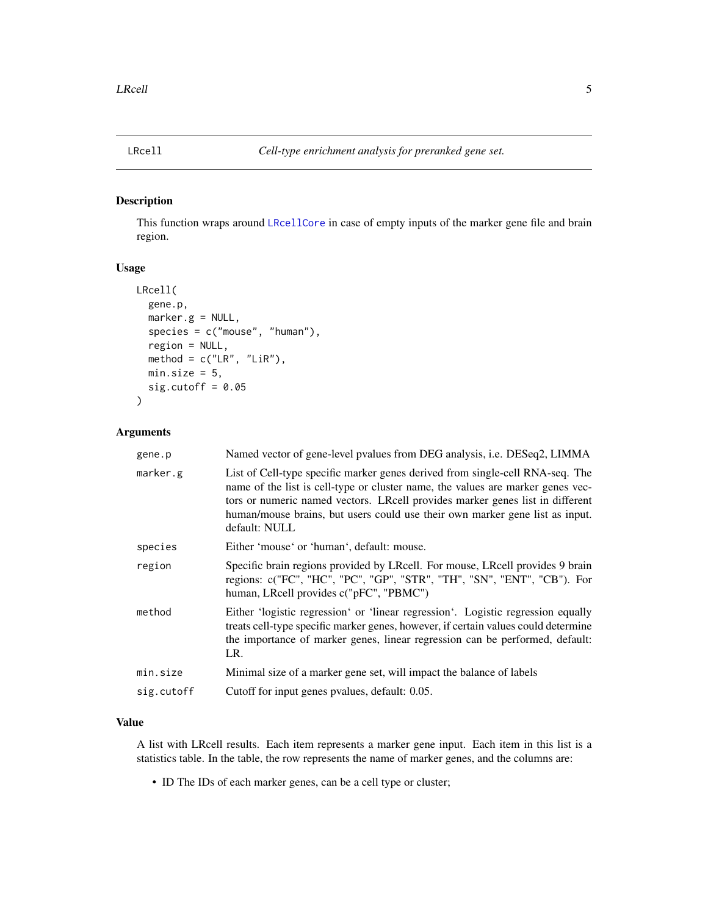## LRcell — *Cell-type enrichment analysis for preranked gene set.*

### Description

This function wraps around `LRcellCore` in case of empty inputs of the marker gene file and brain region.

### Usage

```
LRcell(
  gene.p,
  marker.g = NULL,
  species = c("mouse", "human"),
  region = NULL,
  method = c("LR", "LiR"),
  min.size = 5,
  sig.cutoff = 0.05
)
```

### Arguments

| | |
|---|---|
| `gene.p` | Named vector of gene-level pvalues from DEG analysis, i.e. DESeq2, LIMMA |
| `marker.g` | List of Cell-type specific marker genes derived from single-cell RNA-seq. The name of the list is cell-type or cluster name, the values are marker genes vectors or numeric named vectors. LRcell provides marker genes list in different human/mouse brains, but users could use their own marker gene list as input. default: NULL |
| `species` | Either 'mouse' or 'human', default: mouse. |
| `region` | Specific brain regions provided by LRcell. For mouse, LRcell provides 9 brain regions: c("FC", "HC", "PC", "GP", "STR", "TH", "SN", "ENT", "CB"). For human, LRcell provides c("pFC", "PBMC") |
| `method` | Either 'logistic regression' or 'linear regression'. Logistic regression equally treats cell-type specific marker genes, however, if certain values could determine the importance of marker genes, linear regression can be performed, default: LR. |
| `min.size` | Minimal size of a marker gene set, will impact the balance of labels |
| `sig.cutoff` | Cutoff for input genes pvalues, default: 0.05. |

### Value

A list with LRcell results. Each item represents a marker gene input. Each item in this list is a statistics table. In the table, the row represents the name of marker genes, and the columns are:

- ID The IDs of each marker genes, can be a cell type or cluster;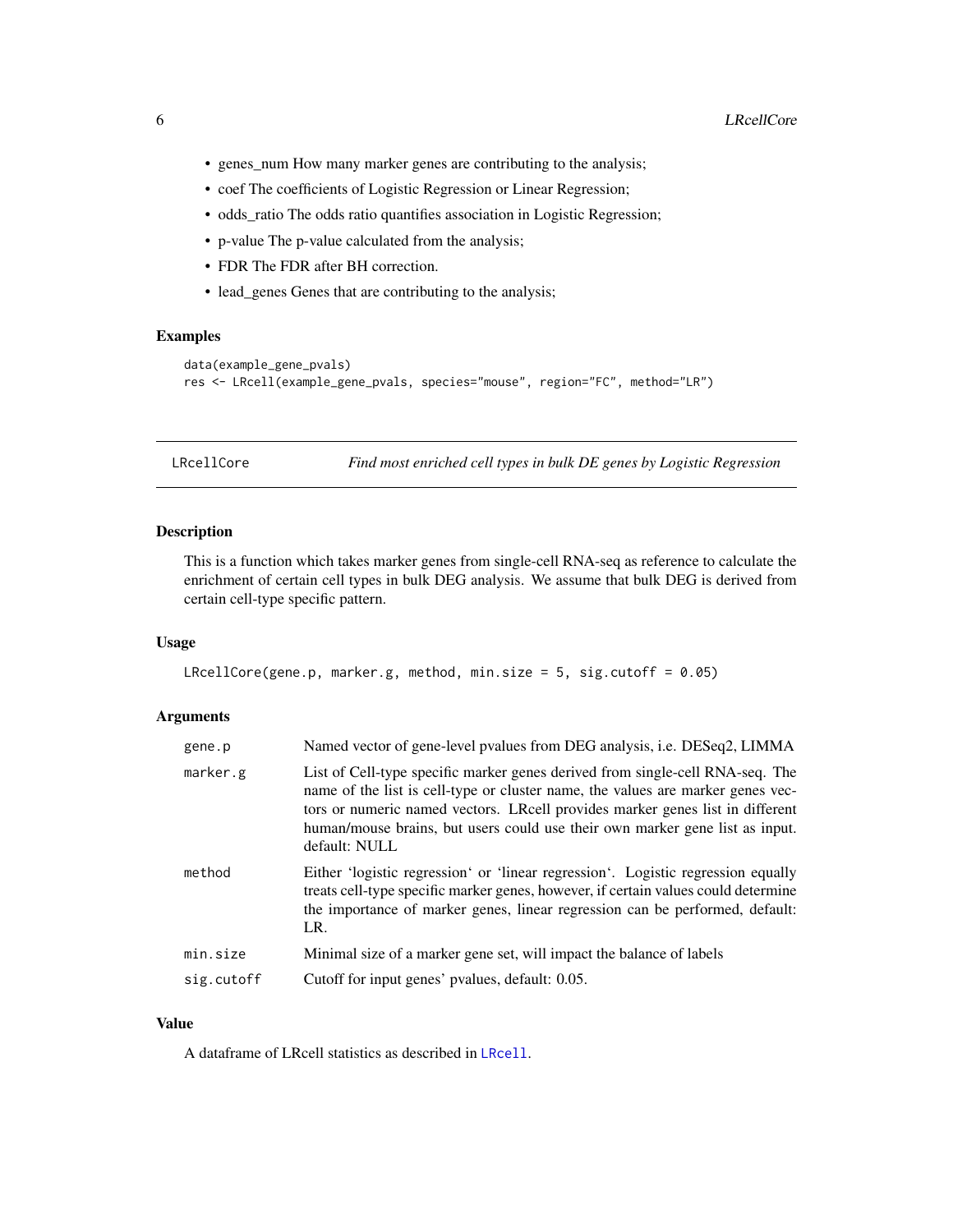- genes_num How many marker genes are contributing to the analysis;
- coef The coefficients of Logistic Regression or Linear Regression;
- odds_ratio The odds ratio quantifies association in Logistic Regression;
- p-value The p-value calculated from the analysis;
- FDR The FDR after BH correction.
- lead_genes Genes that are contributing to the analysis;

### Examples

```
data(example_gene_pvals)
res <- LRcell(example_gene_pvals, species="mouse", region="FC", method="LR")
```

---

## LRcellCore — *Find most enriched cell types in bulk DE genes by Logistic Regression*

---

### Description

This is a function which takes marker genes from single-cell RNA-seq as reference to calculate the enrichment of certain cell types in bulk DEG analysis. We assume that bulk DEG is derived from certain cell-type specific pattern.

### Usage

```
LRcellCore(gene.p, marker.g, method, min.size = 5, sig.cutoff = 0.05)
```

### Arguments

| | |
|---|---|
| gene.p | Named vector of gene-level pvalues from DEG analysis, i.e. DESeq2, LIMMA |
| marker.g | List of Cell-type specific marker genes derived from single-cell RNA-seq. The name of the list is cell-type or cluster name, the values are marker genes vectors or numeric named vectors. LRcell provides marker genes list in different human/mouse brains, but users could use their own marker gene list as input. default: NULL |
| method | Either 'logistic regression' or 'linear regression'. Logistic regression equally treats cell-type specific marker genes, however, if certain values could determine the importance of marker genes, linear regression can be performed, default: LR. |
| min.size | Minimal size of a marker gene set, will impact the balance of labels |
| sig.cutoff | Cutoff for input genes' pvalues, default: 0.05. |

### Value

A dataframe of LRcell statistics as described in LRcell.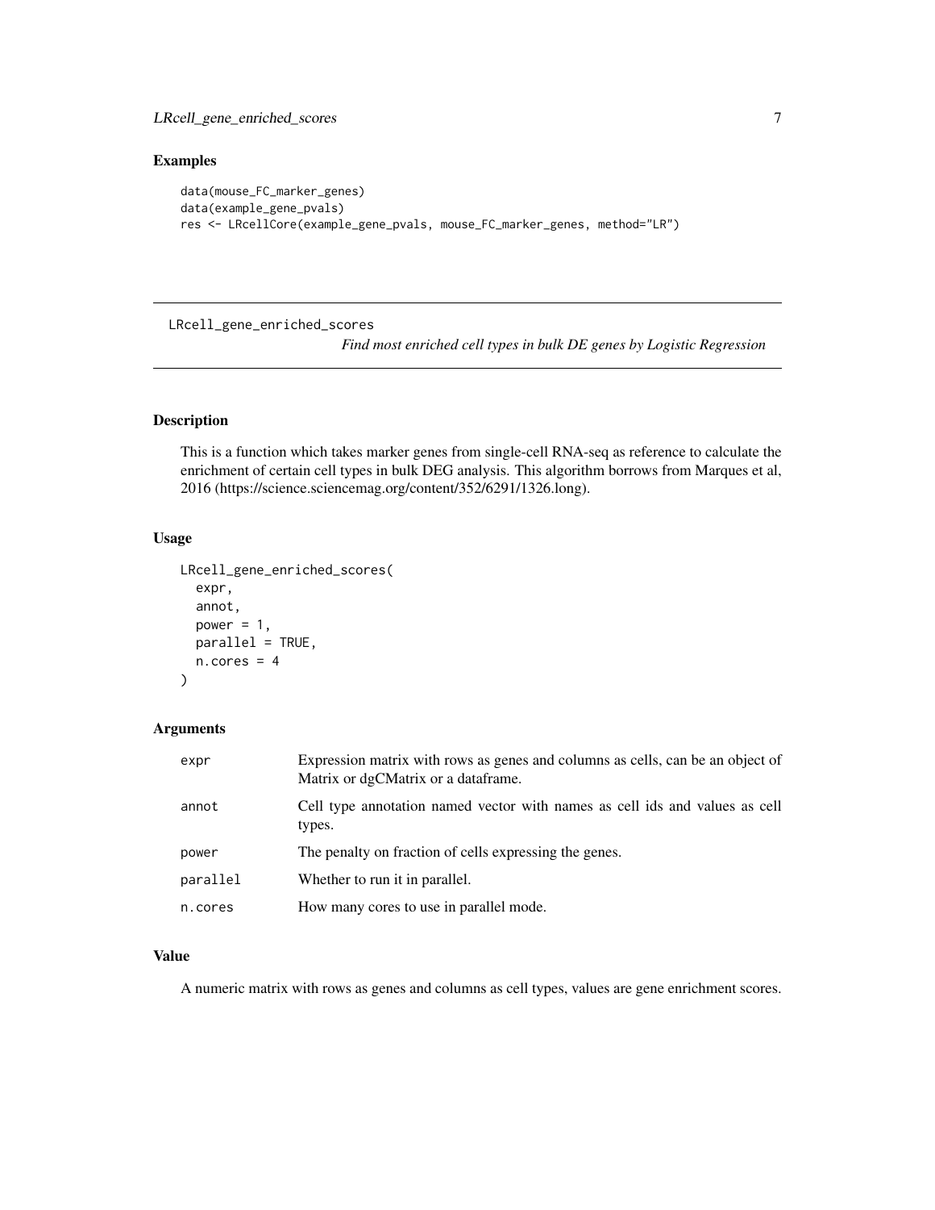## Examples

```
data(mouse_FC_marker_genes)
data(example_gene_pvals)
res <- LRcellCore(example_gene_pvals, mouse_FC_marker_genes, method="LR")
```

---

LRcell_gene_enriched_scores *Find most enriched cell types in bulk DE genes by Logistic Regression*

---

## Description

This is a function which takes marker genes from single-cell RNA-seq as reference to calculate the enrichment of certain cell types in bulk DEG analysis. This algorithm borrows from Marques et al, 2016 (https://science.sciencemag.org/content/352/6291/1326.long).

## Usage

```
LRcell_gene_enriched_scores(
  expr,
  annot,
  power = 1,
  parallel = TRUE,
  n.cores = 4
)
```

## Arguments

| | |
|---|---|
| expr | Expression matrix with rows as genes and columns as cells, can be an object of Matrix or dgCMatrix or a dataframe. |
| annot | Cell type annotation named vector with names as cell ids and values as cell types. |
| power | The penalty on fraction of cells expressing the genes. |
| parallel | Whether to run it in parallel. |
| n.cores | How many cores to use in parallel mode. |

## Value

A numeric matrix with rows as genes and columns as cell types, values are gene enrichment scores.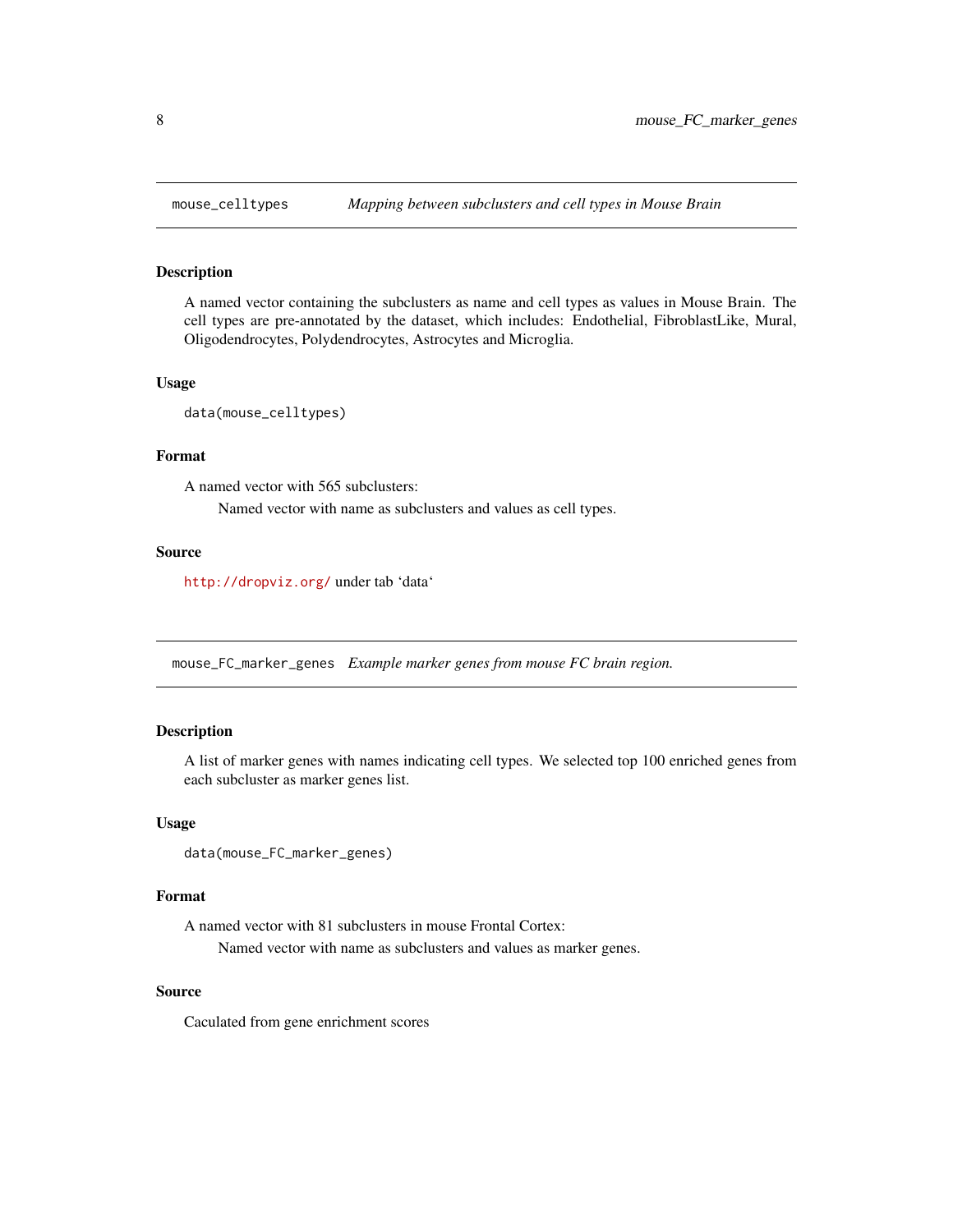## mouse_celltypes — *Mapping between subclusters and cell types in Mouse Brain*

### Description

A named vector containing the subclusters as name and cell types as values in Mouse Brain. The cell types are pre-annotated by the dataset, which includes: Endothelial, FibroblastLike, Mural, Oligodendrocytes, Polydendrocytes, Astrocytes and Microglia.

### Usage

```
data(mouse_celltypes)
```

### Format

A named vector with 565 subclusters:

Named vector with name as subclusters and values as cell types.

### Source

http://dropviz.org/ under tab 'data'

## mouse_FC_marker_genes — *Example marker genes from mouse FC brain region.*

### Description

A list of marker genes with names indicating cell types. We selected top 100 enriched genes from each subcluster as marker genes list.

### Usage

```
data(mouse_FC_marker_genes)
```

### Format

A named vector with 81 subclusters in mouse Frontal Cortex:

Named vector with name as subclusters and values as marker genes.

### Source

Caculated from gene enrichment scores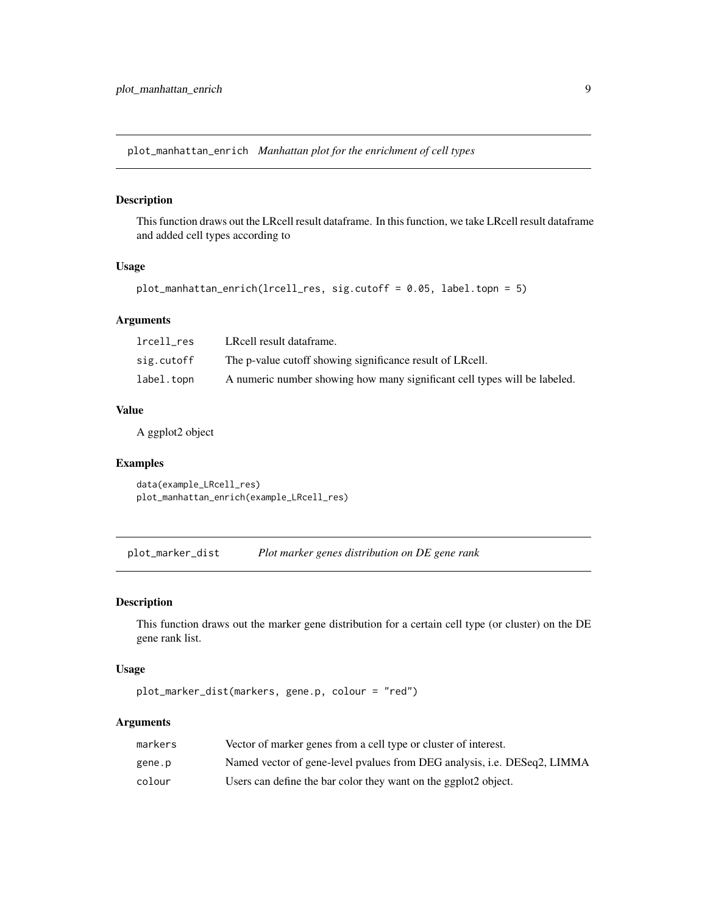## plot_manhattan_enrich *Manhattan plot for the enrichment of cell types*

### Description

This function draws out the LRcell result dataframe. In this function, we take LRcell result dataframe and added cell types according to

### Usage

```
plot_manhattan_enrich(lrcell_res, sig.cutoff = 0.05, label.topn = 5)
```

### Arguments

| | |
|---|---|
| lrcell_res | LRcell result dataframe. |
| sig.cutoff | The p-value cutoff showing significance result of LRcell. |
| label.topn | A numeric number showing how many significant cell types will be labeled. |

### Value

A ggplot2 object

### Examples

```
data(example_LRcell_res)
plot_manhattan_enrich(example_LRcell_res)
```

## plot_marker_dist *Plot marker genes distribution on DE gene rank*

### Description

This function draws out the marker gene distribution for a certain cell type (or cluster) on the DE gene rank list.

### Usage

```
plot_marker_dist(markers, gene.p, colour = "red")
```

### Arguments

| | |
|---|---|
| markers | Vector of marker genes from a cell type or cluster of interest. |
| gene.p | Named vector of gene-level pvalues from DEG analysis, i.e. DESeq2, LIMMA |
| colour | Users can define the bar color they want on the ggplot2 object. |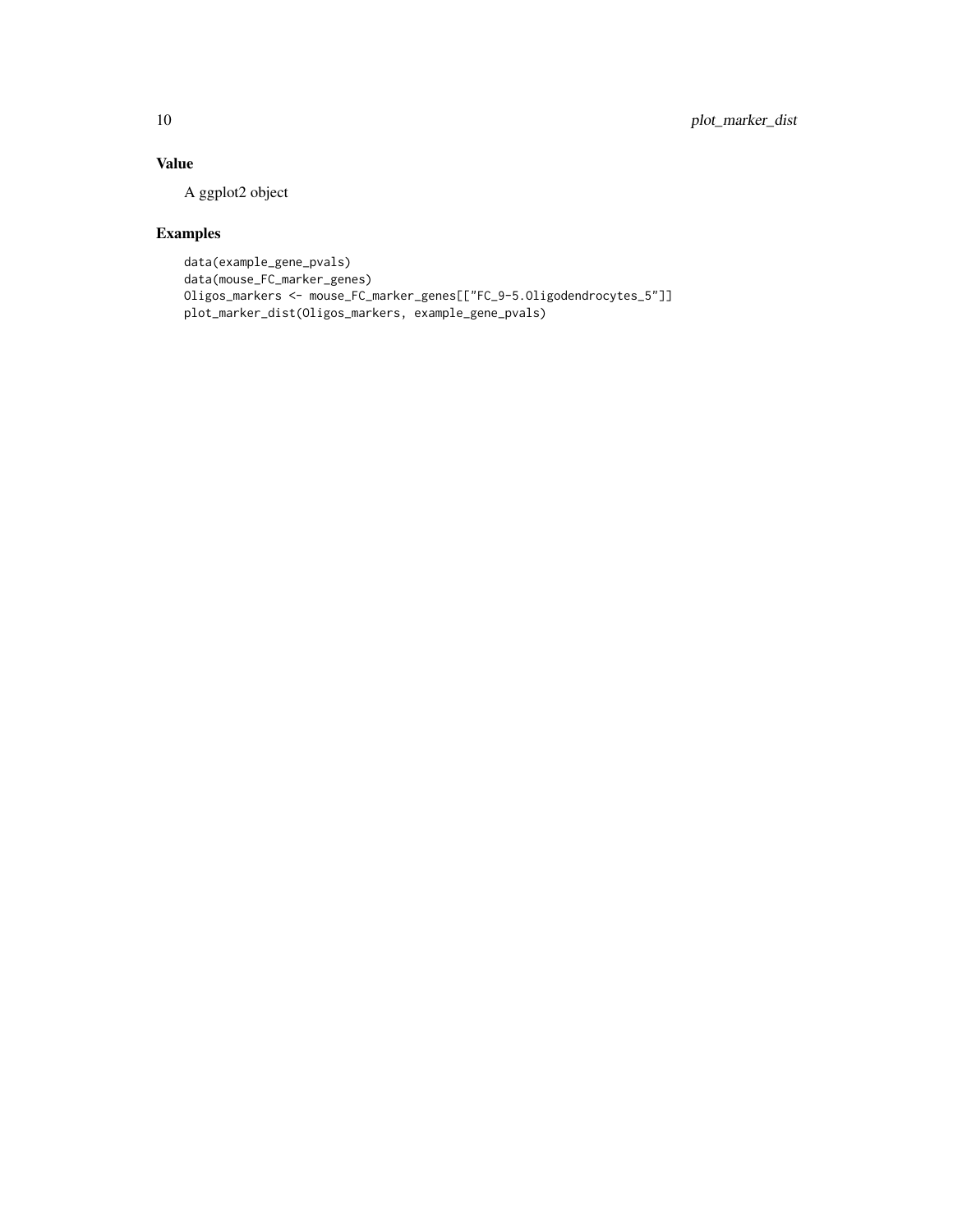## Value

A ggplot2 object

## Examples

```
data(example_gene_pvals)
data(mouse_FC_marker_genes)
Oligos_markers <- mouse_FC_marker_genes[["FC_9-5.Oligodendrocytes_5"]]
plot_marker_dist(Oligos_markers, example_gene_pvals)
```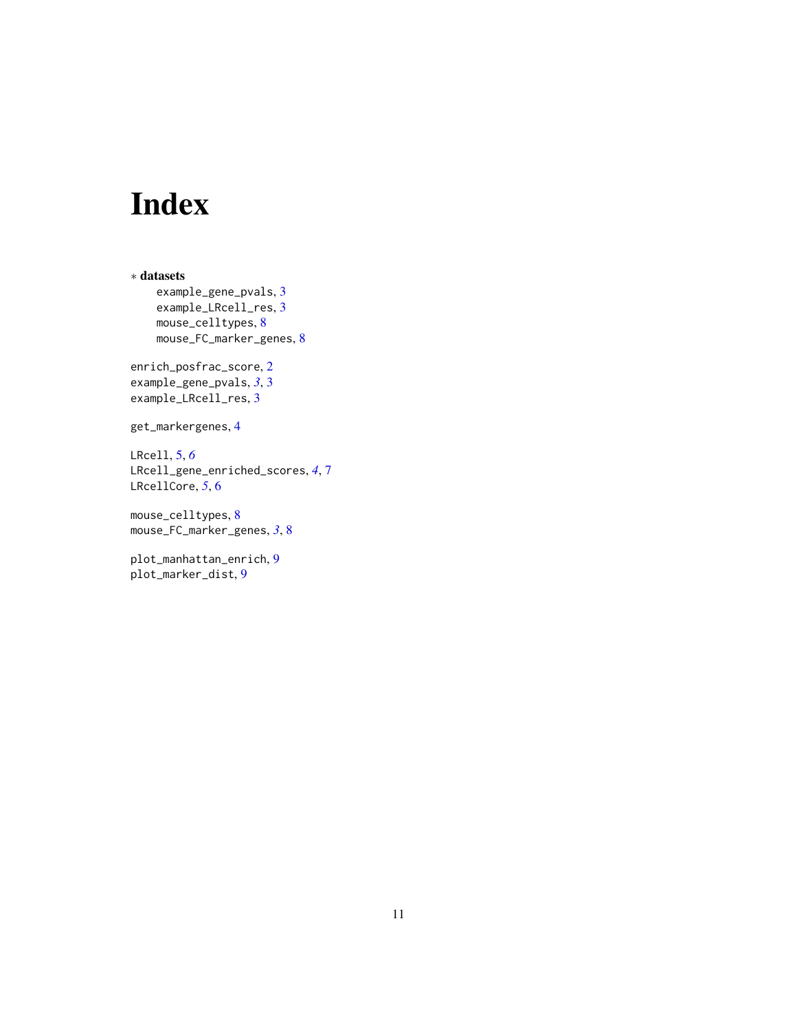# Index

∗ **datasets**
  example_gene_pvals, 3
  example_LRcell_res, 3
  mouse_celltypes, 8
  mouse_FC_marker_genes, 8

enrich_posfrac_score, 2
example_gene_pvals, *3*, 3
example_LRcell_res, 3

get_markergenes, 4

LRcell, 5, *6*
LRcell_gene_enriched_scores, *4*, 7
LRcellCore, *5*, 6

mouse_celltypes, 8
mouse_FC_marker_genes, *3*, 8

plot_manhattan_enrich, 9
plot_marker_dist, 9